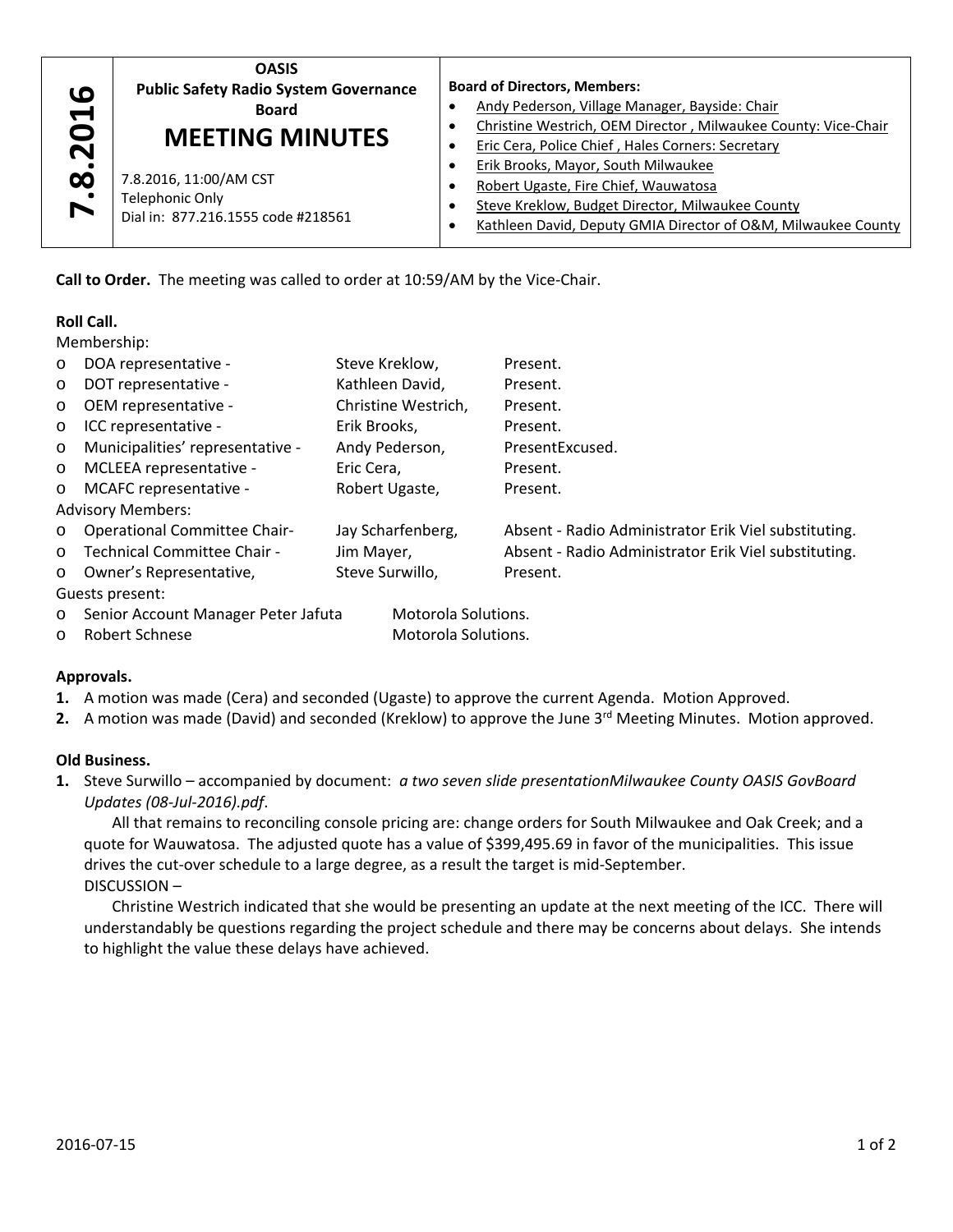| 7.8.2016 | **OASIS**<br>**Public Safety Radio System Governance Board**<br>**MEETING MINUTES**<br><br>7.8.2016, 11:00/AM CST<br>Telephonic Only<br>Dial in: 877.216.1555 code #218561 | **Board of Directors, Members:**<br>• Andy Pederson, Village Manager, Bayside: Chair<br>• Christine Westrich, OEM Director , Milwaukee County: Vice-Chair<br>• Eric Cera, Police Chief , Hales Corners: Secretary<br>• Erik Brooks, Mayor, South Milwaukee<br>• Robert Ugaste, Fire Chief, Wauwatosa<br>• Steve Kreklow, Budget Director, Milwaukee County<br>• Kathleen David, Deputy GMIA Director of O&M, Milwaukee County |
|---|---|---|

**Call to Order.** The meeting was called to order at 10:59/AM by the Vice-Chair.

**Roll Call.**

Membership:

- DOA representative - Steve Kreklow, Present.
- DOT representative - Kathleen David, Present.
- OEM representative - Christine Westrich, Present.
- ICC representative - Erik Brooks, Present.
- Municipalities' representative - Andy Pederson, PresentExcused.
- MCLEEA representative - Eric Cera, Present.
- MCAFC representative - Robert Ugaste, Present.

Advisory Members:

- Operational Committee Chair- Jay Scharfenberg, Absent - Radio Administrator Erik Viel substituting.
- Technical Committee Chair - Jim Mayer, Absent - Radio Administrator Erik Viel substituting.
- Owner's Representative, Steve Surwillo, Present.

Guests present:

- Senior Account Manager Peter Jafuta Motorola Solutions.
- Robert Schnese Motorola Solutions.

**Approvals.**

1. A motion was made (Cera) and seconded (Ugaste) to approve the current Agenda. Motion Approved.
2. A motion was made (David) and seconded (Kreklow) to approve the June 3rd Meeting Minutes. Motion approved.

**Old Business.**

1. Steve Surwillo – accompanied by document: *a two seven slide presentationMilwaukee County OASIS GovBoard Updates (08-Jul-2016).pdf*.

   All that remains to reconciling console pricing are: change orders for South Milwaukee and Oak Creek; and a quote for Wauwatosa. The adjusted quote has a value of $399,495.69 in favor of the municipalities. This issue drives the cut-over schedule to a large degree, as a result the target is mid-September.

   DISCUSSION –

   Christine Westrich indicated that she would be presenting an update at the next meeting of the ICC. There will understandably be questions regarding the project schedule and there may be concerns about delays. She intends to highlight the value these delays have achieved.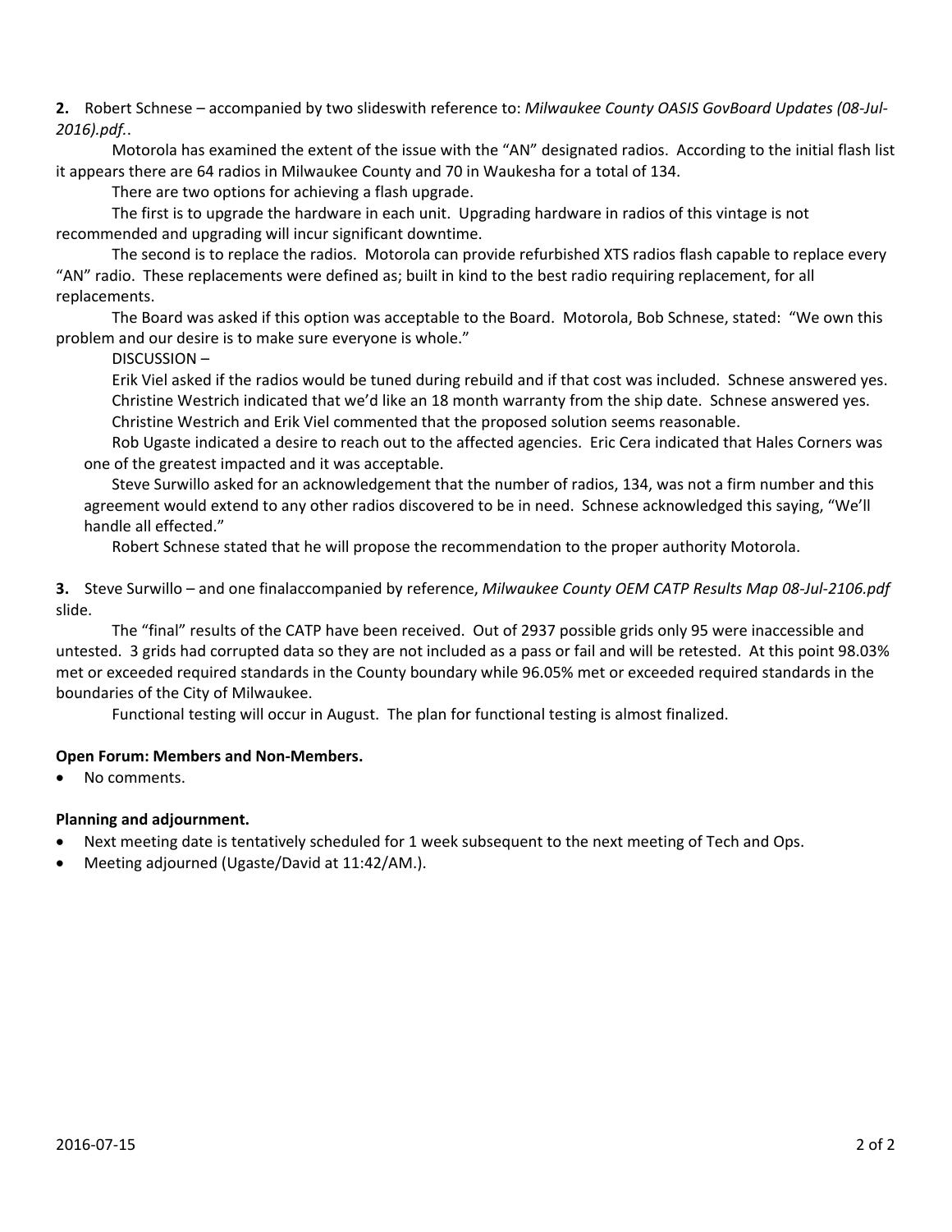**2.** Robert Schnese – accompanied by two slideswith reference to: *Milwaukee County OASIS GovBoard Updates (08-Jul-2016).pdf.*.

Motorola has examined the extent of the issue with the "AN" designated radios. According to the initial flash list it appears there are 64 radios in Milwaukee County and 70 in Waukesha for a total of 134.

There are two options for achieving a flash upgrade.

The first is to upgrade the hardware in each unit. Upgrading hardware in radios of this vintage is not recommended and upgrading will incur significant downtime.

The second is to replace the radios. Motorola can provide refurbished XTS radios flash capable to replace every "AN" radio. These replacements were defined as; built in kind to the best radio requiring replacement, for all replacements.

The Board was asked if this option was acceptable to the Board. Motorola, Bob Schnese, stated: "We own this problem and our desire is to make sure everyone is whole."

DISCUSSION –

Erik Viel asked if the radios would be tuned during rebuild and if that cost was included. Schnese answered yes.

Christine Westrich indicated that we'd like an 18 month warranty from the ship date. Schnese answered yes.

Christine Westrich and Erik Viel commented that the proposed solution seems reasonable.

Rob Ugaste indicated a desire to reach out to the affected agencies. Eric Cera indicated that Hales Corners was one of the greatest impacted and it was acceptable.

Steve Surwillo asked for an acknowledgement that the number of radios, 134, was not a firm number and this agreement would extend to any other radios discovered to be in need. Schnese acknowledged this saying, "We'll handle all effected."

Robert Schnese stated that he will propose the recommendation to the proper authority Motorola.

**3.** Steve Surwillo – and one finalaccompanied by reference, *Milwaukee County OEM CATP Results Map 08-Jul-2106.pdf* slide.

The "final" results of the CATP have been received. Out of 2937 possible grids only 95 were inaccessible and untested. 3 grids had corrupted data so they are not included as a pass or fail and will be retested. At this point 98.03% met or exceeded required standards in the County boundary while 96.05% met or exceeded required standards in the boundaries of the City of Milwaukee.

Functional testing will occur in August. The plan for functional testing is almost finalized.

**Open Forum: Members and Non-Members.**

- No comments.

**Planning and adjournment.**

- Next meeting date is tentatively scheduled for 1 week subsequent to the next meeting of Tech and Ops.
- Meeting adjourned (Ugaste/David at 11:42/AM.).